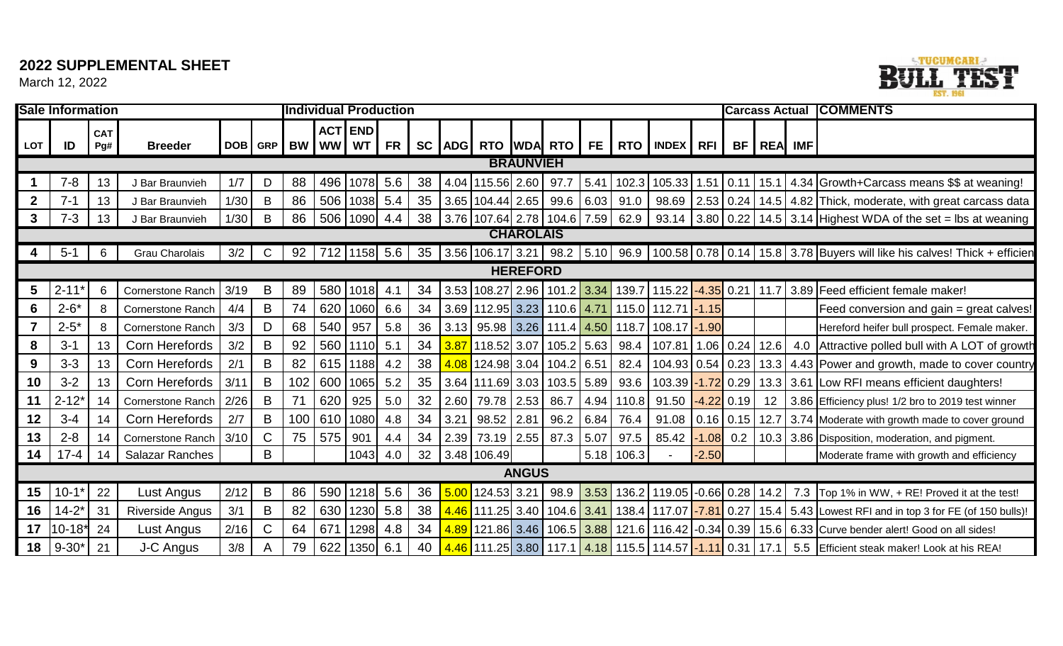## 2022 SUPPLEMENTAL SHEET

March 12, 2022

TUCUMCARI BULL TEST EST. 1961

| Sale Information | | | | | | Individual Production | | | | | | | | | | | | | | Carcass Actual | | | COMMENTS |
|---|---|---|---|---|---|---|---|---|---|---|---|---|---|---|---|---|---|---|---|---|---|---|---|
| LOT | ID | CAT Pg# | Breeder | DOB | GRP | BW | ACT WW | END WT | FR | SC | ADG | RTO | WDA | RTO | FE | RTO | INDEX | RFI | BF | REA | IMF | |
| **BRAUNVIEH** | | | | | | | | | | | | | | | | | | | | | | | |
| 1 | 7-8 | 13 | J Bar Braunvieh | 1/7 | D | 88 | 496 | 1078 | 5.6 | 38 | 4.04 | 115.56 | 2.60 | 97.7 | 5.41 | 102.3 | 105.33 | 1.51 | 0.11 | 15.1 | 4.34 | Growth+Carcass means $$ at weaning! |
| 2 | 7-1 | 13 | J Bar Braunvieh | 1/30 | B | 86 | 506 | 1038 | 5.4 | 35 | 3.65 | 104.44 | 2.65 | 99.6 | 6.03 | 91.0 | 98.69 | 2.53 | 0.24 | 14.5 | 4.82 | Thick, moderate, with great carcass data |
| 3 | 7-3 | 13 | J Bar Braunvieh | 1/30 | B | 86 | 506 | 1090 | 4.4 | 38 | 3.76 | 107.64 | 2.78 | 104.6 | 7.59 | 62.9 | 93.14 | 3.80 | 0.22 | 14.5 | 3.14 | Highest WDA of the set = lbs at weaning |
| **CHAROLAIS** | | | | | | | | | | | | | | | | | | | | | | | |
| 4 | 5-1 | 6 | Grau Charolais | 3/2 | C | 92 | 712 | 1158 | 5.6 | 35 | 3.56 | 106.17 | 3.21 | 98.2 | 5.10 | 96.9 | 100.58 | 0.78 | 0.14 | 15.8 | 3.78 | Buyers will like his calves! Thick + efficien |
| **HEREFORD** | | | | | | | | | | | | | | | | | | | | | | | |
| 5 | 2-11* | 6 | Cornerstone Ranch | 3/19 | B | 89 | 580 | 1018 | 4.1 | 34 | 3.53 | 108.27 | 2.96 | 101.2 | 3.34 | 139.7 | 115.22 | -4.35 | 0.21 | 11.7 | 3.89 | Feed efficient female maker! |
| 6 | 2-6* | 8 | Cornerstone Ranch | 4/4 | B | 74 | 620 | 1060 | 6.6 | 34 | 3.69 | 112.95 | 3.23 | 110.6 | 4.71 | 115.0 | 112.71 | -1.15 | | | | Feed conversion and gain = great calves! |
| 7 | 2-5* | 8 | Cornerstone Ranch | 3/3 | D | 68 | 540 | 957 | 5.8 | 36 | 3.13 | 95.98 | 3.26 | 111.4 | 4.50 | 118.7 | 108.17 | -1.90 | | | | Hereford heifer bull prospect. Female maker. |
| 8 | 3-1 | 13 | Corn Herefords | 3/2 | B | 92 | 560 | 1110 | 5.1 | 34 | 3.87 | 118.52 | 3.07 | 105.2 | 5.63 | 98.4 | 107.81 | 1.06 | 0.24 | 12.6 | 4.0 | Attractive polled bull with A LOT of growth |
| 9 | 3-3 | 13 | Corn Herefords | 2/1 | B | 82 | 615 | 1188 | 4.2 | 38 | 4.08 | 124.98 | 3.04 | 104.2 | 6.51 | 82.4 | 104.93 | 0.54 | 0.23 | 13.3 | 4.43 | Power and growth, made to cover country |
| 10 | 3-2 | 13 | Corn Herefords | 3/11 | B | 102 | 600 | 1065 | 5.2 | 35 | 3.64 | 111.69 | 3.03 | 103.5 | 5.89 | 93.6 | 103.39 | -1.72 | 0.29 | 13.3 | 3.61 | Low RFI means efficient daughters! |
| 11 | 2-12* | 14 | Cornerstone Ranch | 2/26 | B | 71 | 620 | 925 | 5.0 | 32 | 2.60 | 79.78 | 2.53 | 86.7 | 4.94 | 110.8 | 91.50 | -4.22 | 0.19 | 12 | 3.86 | Efficiency plus! 1/2 bro to 2019 test winner |
| 12 | 3-4 | 14 | Corn Herefords | 2/7 | B | 100 | 610 | 1080 | 4.8 | 34 | 3.21 | 98.52 | 2.81 | 96.2 | 6.84 | 76.4 | 91.08 | 0.16 | 0.15 | 12.7 | 3.74 | Moderate with growth made to cover ground |
| 13 | 2-8 | 14 | Cornerstone Ranch | 3/10 | C | 75 | 575 | 901 | 4.4 | 34 | 2.39 | 73.19 | 2.55 | 87.3 | 5.07 | 97.5 | 85.42 | -1.08 | 0.2 | 10.3 | 3.86 | Disposition, moderation, and pigment. |
| 14 | 17-4 | 14 | Salazar Ranches | | B | | | 1043 | 4.0 | 32 | 3.48 | 106.49 | | | 5.18 | 106.3 | - | -2.50 | | | | Moderate frame with growth and efficiency |
| **ANGUS** | | | | | | | | | | | | | | | | | | | | | | | |
| 15 | 10-1* | 22 | Lust Angus | 2/12 | B | 86 | 590 | 1218 | 5.6 | 36 | 5.00 | 124.53 | 3.21 | 98.9 | 3.53 | 136.2 | 119.05 | -0.66 | 0.28 | 14.2 | 7.3 | Top 1% in WW, + RE! Proved it at the test! |
| 16 | 14-2* | 31 | Riverside Angus | 3/1 | B | 82 | 630 | 1230 | 5.8 | 38 | 4.46 | 111.25 | 3.40 | 104.6 | 3.41 | 138.4 | 117.07 | -7.81 | 0.27 | 15.4 | 5.43 | Lowest RFI and in top 3 for FE (of 150 bulls)! |
| 17 | 10-18* | 24 | Lust Angus | 2/16 | C | 64 | 671 | 1298 | 4.8 | 34 | 4.89 | 121.86 | 3.46 | 106.5 | 3.88 | 121.6 | 116.42 | -0.34 | 0.39 | 15.6 | 6.33 | Curve bender alert! Good on all sides! |
| 18 | 9-30* | 21 | J-C Angus | 3/8 | A | 79 | 622 | 1350 | 6.1 | 40 | 4.46 | 111.25 | 3.80 | 117.1 | 4.18 | 115.5 | 114.57 | -1.11 | 0.31 | 17.1 | 5.5 | Efficient steak maker! Look at his REA! |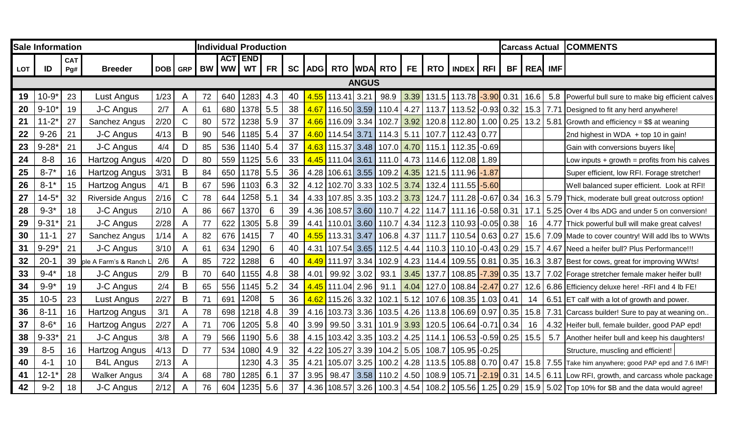| Sale Information | | | | | | Individual Production | | | | | | | | | | | | | | Carcass Actual | | | COMMENTS |
|---|---|---|---|---|---|---|---|---|---|---|---|---|---|---|---|---|---|---|---|---|---|---|---|
| LOT | ID | CAT Pg# | Breeder | DOB | GRP | BW | ACT WW | END WT | FR | SC | ADG | RTO | WDA | RTO | FE | RTO | INDEX | RFI | BF | REA | IMF | |
| | | | | | | | | | | | | | ANGUS | | | | | | | | | |
| 19 | 10-9* | 23 | Lust Angus | 1/23 | A | 72 | 640 | 1283 | 4.3 | 40 | 4.55 | 113.41 | 3.21 | 98.9 | 3.39 | 131.5 | 113.78 | -3.90 | 0.31 | 16.6 | 5.8 | Powerful bull sure to make big efficient calves |
| 20 | 9-10* | 19 | J-C Angus | 2/7 | A | 61 | 680 | 1378 | 5.5 | 38 | 4.67 | 116.50 | 3.59 | 110.4 | 4.27 | 113.7 | 113.52 | -0.93 | 0.32 | 15.3 | 7.71 | Designed to fit any herd anywhere! |
| 21 | 11-2* | 27 | Sanchez Angus | 2/20 | C | 80 | 572 | 1238 | 5.9 | 37 | 4.66 | 116.09 | 3.34 | 102.7 | 3.92 | 120.8 | 112.80 | 1.00 | 0.25 | 13.2 | 5.81 | Growth and efficiency = $$ at weaning |
| 22 | 9-26 | 21 | J-C Angus | 4/13 | B | 90 | 546 | 1185 | 5.4 | 37 | 4.60 | 114.54 | 3.71 | 114.3 | 5.11 | 107.7 | 112.43 | 0.77 | | | | 2nd highest in WDA + top 10 in gain! |
| 23 | 9-28* | 21 | J-C Angus | 4/4 | D | 85 | 536 | 1140 | 5.4 | 37 | 4.63 | 115.37 | 3.48 | 107.0 | 4.70 | 115.1 | 112.35 | -0.69 | | | | Gain with conversions buyers like |
| 24 | 8-8 | 16 | Hartzog Angus | 4/20 | D | 80 | 559 | 1125 | 5.6 | 33 | 4.45 | 111.04 | 3.61 | 111.0 | 4.73 | 114.6 | 112.08 | 1.89 | | | | Low inputs + growth = profits from his calves |
| 25 | 8-7* | 16 | Hartzog Angus | 3/31 | B | 84 | 650 | 1178 | 5.5 | 36 | 4.28 | 106.61 | 3.55 | 109.2 | 4.35 | 121.5 | 111.96 | -1.87 | | | | Super efficient, low RFI. Forage stretcher! |
| 26 | 8-1* | 15 | Hartzog Angus | 4/1 | B | 67 | 596 | 1103 | 6.3 | 32 | 4.12 | 102.70 | 3.33 | 102.5 | 3.74 | 132.4 | 111.55 | -5.60 | | | | Well balanced super efficient. Look at RFI! |
| 27 | 14-5* | 32 | Riverside Angus | 2/16 | C | 78 | 644 | 1258 | 5.1 | 34 | 4.33 | 107.85 | 3.35 | 103.2 | 3.73 | 124.7 | 111.28 | -0.67 | 0.34 | 16.3 | 5.79 | Thick, moderate bull great outcross option! |
| 28 | 9-3* | 18 | J-C Angus | 2/10 | A | 86 | 667 | 1370 | 6 | 39 | 4.36 | 108.57 | 3.60 | 110.7 | 4.22 | 114.7 | 111.16 | -0.58 | 0.31 | 17.1 | 5.25 | Over 4 lbs ADG and under 5 on conversion! |
| 29 | 9-31* | 21 | J-C Angus | 2/28 | A | 77 | 622 | 1305 | 5.8 | 39 | 4.41 | 110.01 | 3.60 | 110.7 | 4.34 | 112.3 | 110.93 | -0.05 | 0.38 | 16 | 4.77 | Thick powerful bull will make great calves! |
| 30 | 11-1 | 27 | Sanchez Angus | 1/14 | A | 82 | 676 | 1415 | 7 | 40 | 4.55 | 113.31 | 3.47 | 106.8 | 4.37 | 111.7 | 110.54 | 0.63 | 0.27 | 15.6 | 7.09 | Made to cover country! Will add lbs to WWts |
| 31 | 9-29* | 21 | J-C Angus | 3/10 | A | 61 | 634 | 1290 | 6 | 40 | 4.31 | 107.54 | 3.65 | 112.5 | 4.44 | 110.3 | 110.10 | -0.43 | 0.29 | 15.7 | 4.67 | Need a heifer bull? Plus Performance!!! |
| 32 | 20-1 | 39 | ple A Farm's & Ranch L | 2/6 | A | 85 | 722 | 1288 | 6 | 40 | 4.49 | 111.97 | 3.34 | 102.9 | 4.23 | 114.4 | 109.55 | 0.81 | 0.35 | 16.3 | 3.87 | Best for cows, great for improving WWts! |
| 33 | 9-4* | 18 | J-C Angus | 2/9 | B | 70 | 640 | 1155 | 4.8 | 38 | 4.01 | 99.92 | 3.02 | 93.1 | 3.45 | 137.7 | 108.85 | -7.39 | 0.35 | 13.7 | 7.02 | Forage stretcher female maker heifer bull! |
| 34 | 9-9* | 19 | J-C Angus | 2/4 | B | 65 | 556 | 1145 | 5.2 | 34 | 4.45 | 111.04 | 2.96 | 91.1 | 4.04 | 127.0 | 108.84 | -2.47 | 0.27 | 12.6 | 6.86 | Efficiency deluxe here! -RFI and 4 lb FE! |
| 35 | 10-5 | 23 | Lust Angus | 2/27 | B | 71 | 691 | 1208 | 5 | 36 | 4.62 | 115.26 | 3.32 | 102.1 | 5.12 | 107.6 | 108.35 | 1.03 | 0.41 | 14 | 6.51 | ET calf with a lot of growth and power. |
| 36 | 8-11 | 16 | Hartzog Angus | 3/1 | A | 78 | 698 | 1218 | 4.8 | 39 | 4.16 | 103.73 | 3.36 | 103.5 | 4.26 | 113.8 | 106.69 | 0.97 | 0.35 | 15.8 | 7.31 | Carcass builder! Sure to pay at weaning on.. |
| 37 | 8-6* | 16 | Hartzog Angus | 2/27 | A | 71 | 706 | 1205 | 5.8 | 40 | 3.99 | 99.50 | 3.31 | 101.9 | 3.93 | 120.5 | 106.64 | -0.71 | 0.34 | 16 | 4.32 | Heifer bull, female builder, good PAP epd! |
| 38 | 9-33* | 21 | J-C Angus | 3/8 | A | 79 | 566 | 1190 | 5.6 | 38 | 4.15 | 103.42 | 3.35 | 103.2 | 4.25 | 114.1 | 106.53 | -0.59 | 0.25 | 15.5 | 5.7 | Another heifer bull and keep his daughters! |
| 39 | 8-5 | 16 | Hartzog Angus | 4/13 | D | 77 | 534 | 1080 | 4.9 | 32 | 4.22 | 105.27 | 3.39 | 104.2 | 5.05 | 108.7 | 105.95 | -0.25 | | | | Structure, muscling and efficient! |
| 40 | 4-1 | 10 | B4L Angus | 2/13 | A | | | 1230 | 4.3 | 35 | 4.21 | 105.07 | 3.25 | 100.2 | 4.28 | 113.5 | 105.88 | 0.70 | 0.47 | 15.8 | 7.55 | Take him anywhere; good PAP epd and 7.6 IMF! |
| 41 | 12-1* | 28 | Walker Angus | 3/4 | A | 68 | 780 | 1285 | 6.1 | 37 | 3.95 | 98.47 | 3.58 | 110.2 | 4.50 | 108.9 | 105.71 | -2.19 | 0.31 | 14.5 | 6.11 | Low RFI, growth, and carcass whole package |
| 42 | 9-2 | 18 | J-C Angus | 2/12 | A | 76 | 604 | 1235 | 5.6 | 37 | 4.36 | 108.57 | 3.26 | 100.3 | 4.54 | 108.2 | 105.56 | 1.25 | 0.29 | 15.9 | 5.02 | Top 10% for $B and the data would agree! |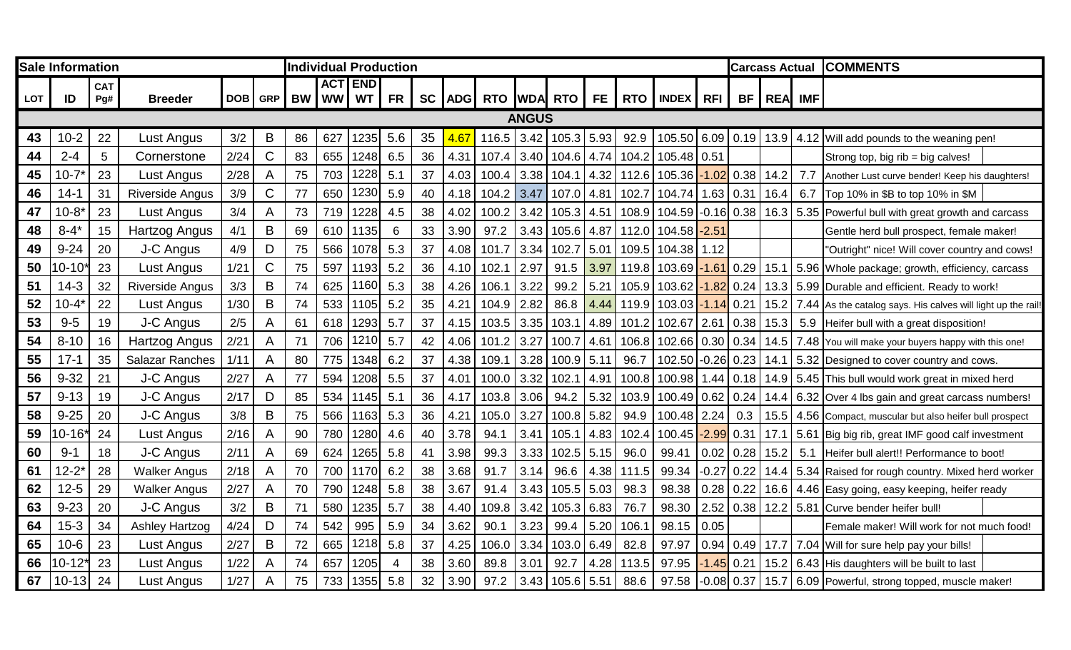| Sale Information | | | | | | Individual Production | | | | | | | | | | | | | | Carcass Actual | | | COMMENTS |
|---|---|---|---|---|---|---|---|---|---|---|---|---|---|---|---|---|---|---|---|---|---|---|---|
| LOT | ID | CAT Pg# | Breeder | DOB | GRP | BW | ACT WW | END WT | FR | SC | ADG | RTO | WDA | RTO | FE | RTO | INDEX | RFI | BF | REA | IMF | |
| | | | | | | | | | | | | | ANGUS | | | | | | | | | | |
| 43 | 10-2 | 22 | Lust Angus | 3/2 | B | 86 | 627 | 1235 | 5.6 | 35 | 4.67 | 116.5 | 3.42 | 105.3 | 5.93 | 92.9 | 105.50 | 6.09 | 0.19 | 13.9 | 4.12 | Will add pounds to the weaning pen! |
| 44 | 2-4 | 5 | Cornerstone | 2/24 | C | 83 | 655 | 1248 | 6.5 | 36 | 4.31 | 107.4 | 3.40 | 104.6 | 4.74 | 104.2 | 105.48 | 0.51 | | | | Strong top, big rib = big calves! |
| 45 | 10-7* | 23 | Lust Angus | 2/28 | A | 75 | 703 | 1228 | 5.1 | 37 | 4.03 | 100.4 | 3.38 | 104.1 | 4.32 | 112.6 | 105.36 | -1.02 | 0.38 | 14.2 | 7.7 | Another Lust curve bender! Keep his daughters! |
| 46 | 14-1 | 31 | Riverside Angus | 3/9 | C | 77 | 650 | 1230 | 5.9 | 40 | 4.18 | 104.2 | 3.47 | 107.0 | 4.81 | 102.7 | 104.74 | 1.63 | 0.31 | 16.4 | 6.7 | Top 10% in $B to top 10% in $M |
| 47 | 10-8* | 23 | Lust Angus | 3/4 | A | 73 | 719 | 1228 | 4.5 | 38 | 4.02 | 100.2 | 3.42 | 105.3 | 4.51 | 108.9 | 104.59 | -0.16 | 0.38 | 16.3 | 5.35 | Powerful bull with great growth and carcass |
| 48 | 8-4* | 15 | Hartzog Angus | 4/1 | B | 69 | 610 | 1135 | 6 | 33 | 3.90 | 97.2 | 3.43 | 105.6 | 4.87 | 112.0 | 104.58 | -2.51 | | | | Gentle herd bull prospect, female maker! |
| 49 | 9-24 | 20 | J-C Angus | 4/9 | D | 75 | 566 | 1078 | 5.3 | 37 | 4.08 | 101.7 | 3.34 | 102.7 | 5.01 | 109.5 | 104.38 | 1.12 | | | | "Outright" nice! Will cover country and cows! |
| 50 | 10-10* | 23 | Lust Angus | 1/21 | C | 75 | 597 | 1193 | 5.2 | 36 | 4.10 | 102.1 | 2.97 | 91.5 | 3.97 | 119.8 | 103.69 | -1.61 | 0.29 | 15.1 | 5.96 | Whole package; growth, efficiency, carcass |
| 51 | 14-3 | 32 | Riverside Angus | 3/3 | B | 74 | 625 | 1160 | 5.3 | 38 | 4.26 | 106.1 | 3.22 | 99.2 | 5.21 | 105.9 | 103.62 | -1.82 | 0.24 | 13.3 | 5.99 | Durable and efficient. Ready to work! |
| 52 | 10-4* | 22 | Lust Angus | 1/30 | B | 74 | 533 | 1105 | 5.2 | 35 | 4.21 | 104.9 | 2.82 | 86.8 | 4.44 | 119.9 | 103.03 | -1.14 | 0.21 | 15.2 | 7.44 | As the catalog says. His calves will light up the rail! |
| 53 | 9-5 | 19 | J-C Angus | 2/5 | A | 61 | 618 | 1293 | 5.7 | 37 | 4.15 | 103.5 | 3.35 | 103.1 | 4.89 | 101.2 | 102.67 | 2.61 | 0.38 | 15.3 | 5.9 | Heifer bull with a great disposition! |
| 54 | 8-10 | 16 | Hartzog Angus | 2/21 | A | 71 | 706 | 1210 | 5.7 | 42 | 4.06 | 101.2 | 3.27 | 100.7 | 4.61 | 106.8 | 102.66 | 0.30 | 0.34 | 14.5 | 7.48 | You will make your buyers happy with this one! |
| 55 | 17-1 | 35 | Salazar Ranches | 1/11 | A | 80 | 775 | 1348 | 6.2 | 37 | 4.38 | 109.1 | 3.28 | 100.9 | 5.11 | 96.7 | 102.50 | -0.26 | 0.23 | 14.1 | 5.32 | Designed to cover country and cows. |
| 56 | 9-32 | 21 | J-C Angus | 2/27 | A | 77 | 594 | 1208 | 5.5 | 37 | 4.01 | 100.0 | 3.32 | 102.1 | 4.91 | 100.8 | 100.98 | 1.44 | 0.18 | 14.9 | 5.45 | This bull would work great in mixed herd |
| 57 | 9-13 | 19 | J-C Angus | 2/17 | D | 85 | 534 | 1145 | 5.1 | 36 | 4.17 | 103.8 | 3.06 | 94.2 | 5.32 | 103.9 | 100.49 | 0.62 | 0.24 | 14.4 | 6.32 | Over 4 lbs gain and great carcass numbers! |
| 58 | 9-25 | 20 | J-C Angus | 3/8 | B | 75 | 566 | 1163 | 5.3 | 36 | 4.21 | 105.0 | 3.27 | 100.8 | 5.82 | 94.9 | 100.48 | 2.24 | 0.3 | 15.5 | 4.56 | Compact, muscular but also heifer bull prospect |
| 59 | 10-16* | 24 | Lust Angus | 2/16 | A | 90 | 780 | 1280 | 4.6 | 40 | 3.78 | 94.1 | 3.41 | 105.1 | 4.83 | 102.4 | 100.45 | -2.99 | 0.31 | 17.1 | 5.61 | Big big rib, great IMF good calf investment |
| 60 | 9-1 | 18 | J-C Angus | 2/11 | A | 69 | 624 | 1265 | 5.8 | 41 | 3.98 | 99.3 | 3.33 | 102.5 | 5.15 | 96.0 | 99.41 | 0.02 | 0.28 | 15.2 | 5.1 | Heifer bull alert!! Performance to boot! |
| 61 | 12-2* | 28 | Walker Angus | 2/18 | A | 70 | 700 | 1170 | 6.2 | 38 | 3.68 | 91.7 | 3.14 | 96.6 | 4.38 | 111.5 | 99.34 | -0.27 | 0.22 | 14.4 | 5.34 | Raised for rough country. Mixed herd worker |
| 62 | 12-5 | 29 | Walker Angus | 2/27 | A | 70 | 790 | 1248 | 5.8 | 38 | 3.67 | 91.4 | 3.43 | 105.5 | 5.03 | 98.3 | 98.38 | 0.28 | 0.22 | 16.6 | 4.46 | Easy going, easy keeping, heifer ready |
| 63 | 9-23 | 20 | J-C Angus | 3/2 | B | 71 | 580 | 1235 | 5.7 | 38 | 4.40 | 109.8 | 3.42 | 105.3 | 6.83 | 76.7 | 98.30 | 2.52 | 0.38 | 12.2 | 5.81 | Curve bender heifer bull! |
| 64 | 15-3 | 34 | Ashley Hartzog | 4/24 | D | 74 | 542 | 995 | 5.9 | 34 | 3.62 | 90.1 | 3.23 | 99.4 | 5.20 | 106.1 | 98.15 | 0.05 | | | | Female maker! Will work for not much food! |
| 65 | 10-6 | 23 | Lust Angus | 2/27 | B | 72 | 665 | 1218 | 5.8 | 37 | 4.25 | 106.0 | 3.34 | 103.0 | 6.49 | 82.8 | 97.97 | 0.94 | 0.49 | 17.7 | 7.04 | Will for sure help pay your bills! |
| 66 | 10-12* | 23 | Lust Angus | 1/22 | A | 74 | 657 | 1205 | 4 | 38 | 3.60 | 89.8 | 3.01 | 92.7 | 4.28 | 113.5 | 97.95 | -1.45 | 0.21 | 15.2 | 6.43 | His daughters will be built to last |
| 67 | 10-13 | 24 | Lust Angus | 1/27 | A | 75 | 733 | 1355 | 5.8 | 32 | 3.90 | 97.2 | 3.43 | 105.6 | 5.51 | 88.6 | 97.58 | -0.08 | 0.37 | 15.7 | 6.09 | Powerful, strong topped, muscle maker! |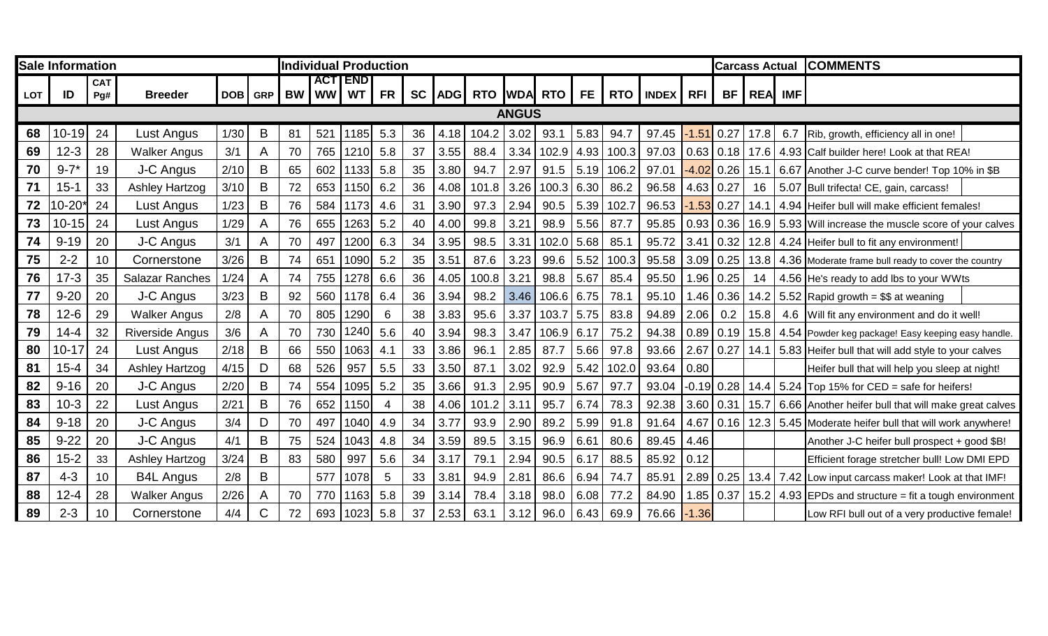| Sale Information | | | | | | Individual Production | | | | | | | | | | | | | | Carcass Actual | | | COMMENTS |
|---|---|---|---|---|---|---|---|---|---|---|---|---|---|---|---|---|---|---|---|---|---|---|---|
| LOT | ID | CAT Pg# | Breeder | DOB | GRP | BW | ACT WW | END WT | FR | SC | ADG | RTO | WDA | RTO | FE | RTO | INDEX | RFI | BF | REA | IMF | |
| | | | | | | | | | | | | | ANGUS | | | | | | | | | | |
| 68 | 10-19 | 24 | Lust Angus | 1/30 | B | 81 | 521 | 1185 | 5.3 | 36 | 4.18 | 104.2 | 3.02 | 93.1 | 5.83 | 94.7 | 97.45 | -1.51 | 0.27 | 17.8 | 6.7 | Rib, growth, efficiency all in one! |
| 69 | 12-3 | 28 | Walker Angus | 3/1 | A | 70 | 765 | 1210 | 5.8 | 37 | 3.55 | 88.4 | 3.34 | 102.9 | 4.93 | 100.3 | 97.03 | 0.63 | 0.18 | 17.6 | 4.93 | Calf builder here! Look at that REA! |
| 70 | 9-7* | 19 | J-C Angus | 2/10 | B | 65 | 602 | 1133 | 5.8 | 35 | 3.80 | 94.7 | 2.97 | 91.5 | 5.19 | 106.2 | 97.01 | -4.02 | 0.26 | 15.1 | 6.67 | Another J-C curve bender! Top 10% in $B |
| 71 | 15-1 | 33 | Ashley Hartzog | 3/10 | B | 72 | 653 | 1150 | 6.2 | 36 | 4.08 | 101.8 | 3.26 | 100.3 | 6.30 | 86.2 | 96.58 | 4.63 | 0.27 | 16 | 5.07 | Bull trifecta! CE, gain, carcass! |
| 72 | 10-20* | 24 | Lust Angus | 1/23 | B | 76 | 584 | 1173 | 4.6 | 31 | 3.90 | 97.3 | 2.94 | 90.5 | 5.39 | 102.7 | 96.53 | -1.53 | 0.27 | 14.1 | 4.94 | Heifer bull will make efficient females! |
| 73 | 10-15 | 24 | Lust Angus | 1/29 | A | 76 | 655 | 1263 | 5.2 | 40 | 4.00 | 99.8 | 3.21 | 98.9 | 5.56 | 87.7 | 95.85 | 0.93 | 0.36 | 16.9 | 5.93 | Will increase the muscle score of your calves |
| 74 | 9-19 | 20 | J-C Angus | 3/1 | A | 70 | 497 | 1200 | 6.3 | 34 | 3.95 | 98.5 | 3.31 | 102.0 | 5.68 | 85.1 | 95.72 | 3.41 | 0.32 | 12.8 | 4.24 | Heifer bull to fit any environment! |
| 75 | 2-2 | 10 | Cornerstone | 3/26 | B | 74 | 651 | 1090 | 5.2 | 35 | 3.51 | 87.6 | 3.23 | 99.6 | 5.52 | 100.3 | 95.58 | 3.09 | 0.25 | 13.8 | 4.36 | Moderate frame bull ready to cover the country |
| 76 | 17-3 | 35 | Salazar Ranches | 1/24 | A | 74 | 755 | 1278 | 6.6 | 36 | 4.05 | 100.8 | 3.21 | 98.8 | 5.67 | 85.4 | 95.50 | 1.96 | 0.25 | 14 | 4.56 | He's ready to add lbs to your WWts |
| 77 | 9-20 | 20 | J-C Angus | 3/23 | B | 92 | 560 | 1178 | 6.4 | 36 | 3.94 | 98.2 | 3.46 | 106.6 | 6.75 | 78.1 | 95.10 | 1.46 | 0.36 | 14.2 | 5.52 | Rapid growth = $$ at weaning |
| 78 | 12-6 | 29 | Walker Angus | 2/8 | A | 70 | 805 | 1290 | 6 | 38 | 3.83 | 95.6 | 3.37 | 103.7 | 5.75 | 83.8 | 94.89 | 2.06 | 0.2 | 15.8 | 4.6 | Will fit any environment and do it well! |
| 79 | 14-4 | 32 | Riverside Angus | 3/6 | A | 70 | 730 | 1240 | 5.6 | 40 | 3.94 | 98.3 | 3.47 | 106.9 | 6.17 | 75.2 | 94.38 | 0.89 | 0.19 | 15.8 | 4.54 | Powder keg package! Easy keeping easy handle. |
| 80 | 10-17 | 24 | Lust Angus | 2/18 | B | 66 | 550 | 1063 | 4.1 | 33 | 3.86 | 96.1 | 2.85 | 87.7 | 5.66 | 97.8 | 93.66 | 2.67 | 0.27 | 14.1 | 5.83 | Heifer bull that will add style to your calves |
| 81 | 15-4 | 34 | Ashley Hartzog | 4/15 | D | 68 | 526 | 957 | 5.5 | 33 | 3.50 | 87.1 | 3.02 | 92.9 | 5.42 | 102.0 | 93.64 | 0.80 | | | | Heifer bull that will help you sleep at night! |
| 82 | 9-16 | 20 | J-C Angus | 2/20 | B | 74 | 554 | 1095 | 5.2 | 35 | 3.66 | 91.3 | 2.95 | 90.9 | 5.67 | 97.7 | 93.04 | -0.19 | 0.28 | 14.4 | 5.24 | Top 15% for CED = safe for heifers! |
| 83 | 10-3 | 22 | Lust Angus | 2/21 | B | 76 | 652 | 1150 | 4 | 38 | 4.06 | 101.2 | 3.11 | 95.7 | 6.74 | 78.3 | 92.38 | 3.60 | 0.31 | 15.7 | 6.66 | Another heifer bull that will make great calves |
| 84 | 9-18 | 20 | J-C Angus | 3/4 | D | 70 | 497 | 1040 | 4.9 | 34 | 3.77 | 93.9 | 2.90 | 89.2 | 5.99 | 91.8 | 91.64 | 4.67 | 0.16 | 12.3 | 5.45 | Moderate heifer bull that will work anywhere! |
| 85 | 9-22 | 20 | J-C Angus | 4/1 | B | 75 | 524 | 1043 | 4.8 | 34 | 3.59 | 89.5 | 3.15 | 96.9 | 6.61 | 80.6 | 89.45 | 4.46 | | | | Another J-C heifer bull prospect + good $B! |
| 86 | 15-2 | 33 | Ashley Hartzog | 3/24 | B | 83 | 580 | 997 | 5.6 | 34 | 3.17 | 79.1 | 2.94 | 90.5 | 6.17 | 88.5 | 85.92 | 0.12 | | | | Efficient forage stretcher bull! Low DMI EPD |
| 87 | 4-3 | 10 | B4L Angus | 2/8 | B | | 577 | 1078 | 5 | 33 | 3.81 | 94.9 | 2.81 | 86.6 | 6.94 | 74.7 | 85.91 | 2.89 | 0.25 | 13.4 | 7.42 | Low input carcass maker! Look at that IMF! |
| 88 | 12-4 | 28 | Walker Angus | 2/26 | A | 70 | 770 | 1163 | 5.8 | 39 | 3.14 | 78.4 | 3.18 | 98.0 | 6.08 | 77.2 | 84.90 | 1.85 | 0.37 | 15.2 | 4.93 | EPDs and structure = fit a tough environment |
| 89 | 2-3 | 10 | Cornerstone | 4/4 | C | 72 | 693 | 1023 | 5.8 | 37 | 2.53 | 63.1 | 3.12 | 96.0 | 6.43 | 69.9 | 76.66 | -1.36 | | | | Low RFI bull out of a very productive female! |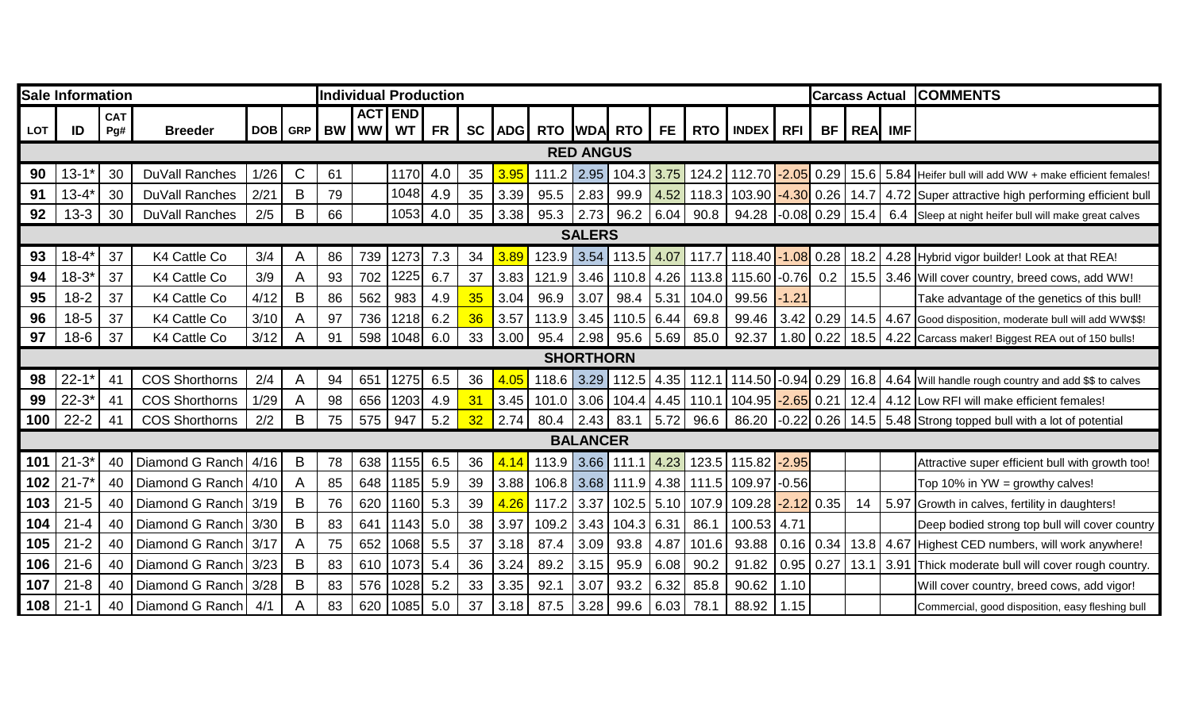| Sale Information | | | | | | Individual Production | | | | | | | | | | | | | | | Carcass Actual | | | COMMENTS |
|---|---|---|---|---|---|---|---|---|---|---|---|---|---|---|---|---|---|---|---|---|---|---|---|---|
| LOT | ID | CAT Pg# | Breeder | DOB | GRP | BW | ACT WW | END WT | FR | SC | ADG | RTO | WDA | RTO | FE | RTO | INDEX | RFI | BF | REA | IMF | |
| **RED ANGUS** | | | | | | | | | | | | | | | | | | | | | | |
| 90 | 13-1* | 30 | DuVall Ranches | 1/26 | C | 61 | | 1170 | 4.0 | 35 | 3.95 | 111.2 | 2.95 | 104.3 | 3.75 | 124.2 | 112.70 | -2.05 | 0.29 | 15.6 | 5.84 | Heifer bull will add WW + make efficient females! |
| 91 | 13-4* | 30 | DuVall Ranches | 2/21 | B | 79 | | 1048 | 4.9 | 35 | 3.39 | 95.5 | 2.83 | 99.9 | 4.52 | 118.3 | 103.90 | -4.30 | 0.26 | 14.7 | 4.72 | Super attractive high performing efficient bull |
| 92 | 13-3 | 30 | DuVall Ranches | 2/5 | B | 66 | | 1053 | 4.0 | 35 | 3.38 | 95.3 | 2.73 | 96.2 | 6.04 | 90.8 | 94.28 | -0.08 | 0.29 | 15.4 | 6.4 | Sleep at night heifer bull will make great calves |
| **SALERS** | | | | | | | | | | | | | | | | | | | | | | |
| 93 | 18-4* | 37 | K4 Cattle Co | 3/4 | A | 86 | 739 | 1273 | 7.3 | 34 | 3.89 | 123.9 | 3.54 | 113.5 | 4.07 | 117.7 | 118.40 | -1.08 | 0.28 | 18.2 | 4.28 | Hybrid vigor builder! Look at that REA! |
| 94 | 18-3* | 37 | K4 Cattle Co | 3/9 | A | 93 | 702 | 1225 | 6.7 | 37 | 3.83 | 121.9 | 3.46 | 110.8 | 4.26 | 113.8 | 115.60 | -0.76 | 0.2 | 15.5 | 3.46 | Will cover country, breed cows, add WW! |
| 95 | 18-2 | 37 | K4 Cattle Co | 4/12 | B | 86 | 562 | 983 | 4.9 | 35 | 3.04 | 96.9 | 3.07 | 98.4 | 5.31 | 104.0 | 99.56 | -1.21 | | | | Take advantage of the genetics of this bull! |
| 96 | 18-5 | 37 | K4 Cattle Co | 3/10 | A | 97 | 736 | 1218 | 6.2 | 36 | 3.57 | 113.9 | 3.45 | 110.5 | 6.44 | 69.8 | 99.46 | 3.42 | 0.29 | 14.5 | 4.67 | Good disposition, moderate bull will add WW$$! |
| 97 | 18-6 | 37 | K4 Cattle Co | 3/12 | A | 91 | 598 | 1048 | 6.0 | 33 | 3.00 | 95.4 | 2.98 | 95.6 | 5.69 | 85.0 | 92.37 | 1.80 | 0.22 | 18.5 | 4.22 | Carcass maker! Biggest REA out of 150 bulls! |
| **SHORTHORN** | | | | | | | | | | | | | | | | | | | | | | |
| 98 | 22-1* | 41 | COS Shorthorns | 2/4 | A | 94 | 651 | 1275 | 6.5 | 36 | 4.05 | 118.6 | 3.29 | 112.5 | 4.35 | 112.1 | 114.50 | -0.94 | 0.29 | 16.8 | 4.64 | Will handle rough country and add $$ to calves |
| 99 | 22-3* | 41 | COS Shorthorns | 1/29 | A | 98 | 656 | 1203 | 4.9 | 31 | 3.45 | 101.0 | 3.06 | 104.4 | 4.45 | 110.1 | 104.95 | -2.65 | 0.21 | 12.4 | 4.12 | Low RFI will make efficient females! |
| 100 | 22-2 | 41 | COS Shorthorns | 2/2 | B | 75 | 575 | 947 | 5.2 | 32 | 2.74 | 80.4 | 2.43 | 83.1 | 5.72 | 96.6 | 86.20 | -0.22 | 0.26 | 14.5 | 5.48 | Strong topped bull with a lot of potential |
| **BALANCER** | | | | | | | | | | | | | | | | | | | | | | |
| 101 | 21-3* | 40 | Diamond G Ranch | 4/16 | B | 78 | 638 | 1155 | 6.5 | 36 | 4.14 | 113.9 | 3.66 | 111.1 | 4.23 | 123.5 | 115.82 | -2.95 | | | | Attractive super efficient bull with growth too! |
| 102 | 21-7* | 40 | Diamond G Ranch | 4/10 | A | 85 | 648 | 1185 | 5.9 | 39 | 3.88 | 106.8 | 3.68 | 111.9 | 4.38 | 111.5 | 109.97 | -0.56 | | | | Top 10% in YW = growthy calves! |
| 103 | 21-5 | 40 | Diamond G Ranch | 3/19 | B | 76 | 620 | 1160 | 5.3 | 39 | 4.26 | 117.2 | 3.37 | 102.5 | 5.10 | 107.9 | 109.28 | -2.12 | 0.35 | 14 | 5.97 | Growth in calves, fertility in daughters! |
| 104 | 21-4 | 40 | Diamond G Ranch | 3/30 | B | 83 | 641 | 1143 | 5.0 | 38 | 3.97 | 109.2 | 3.43 | 104.3 | 6.31 | 86.1 | 100.53 | 4.71 | | | | Deep bodied strong top bull will cover country |
| 105 | 21-2 | 40 | Diamond G Ranch | 3/17 | A | 75 | 652 | 1068 | 5.5 | 37 | 3.18 | 87.4 | 3.09 | 93.8 | 4.87 | 101.6 | 93.88 | 0.16 | 0.34 | 13.8 | 4.67 | Highest CED numbers, will work anywhere! |
| 106 | 21-6 | 40 | Diamond G Ranch | 3/23 | B | 83 | 610 | 1073 | 5.4 | 36 | 3.24 | 89.2 | 3.15 | 95.9 | 6.08 | 90.2 | 91.82 | 0.95 | 0.27 | 13.1 | 3.91 | Thick moderate bull will cover rough country. |
| 107 | 21-8 | 40 | Diamond G Ranch | 3/28 | B | 83 | 576 | 1028 | 5.2 | 33 | 3.35 | 92.1 | 3.07 | 93.2 | 6.32 | 85.8 | 90.62 | 1.10 | | | | Will cover country, breed cows, add vigor! |
| 108 | 21-1 | 40 | Diamond G Ranch | 4/1 | A | 83 | 620 | 1085 | 5.0 | 37 | 3.18 | 87.5 | 3.28 | 99.6 | 6.03 | 78.1 | 88.92 | 1.15 | | | | Commercial, good disposition, easy fleshing bull |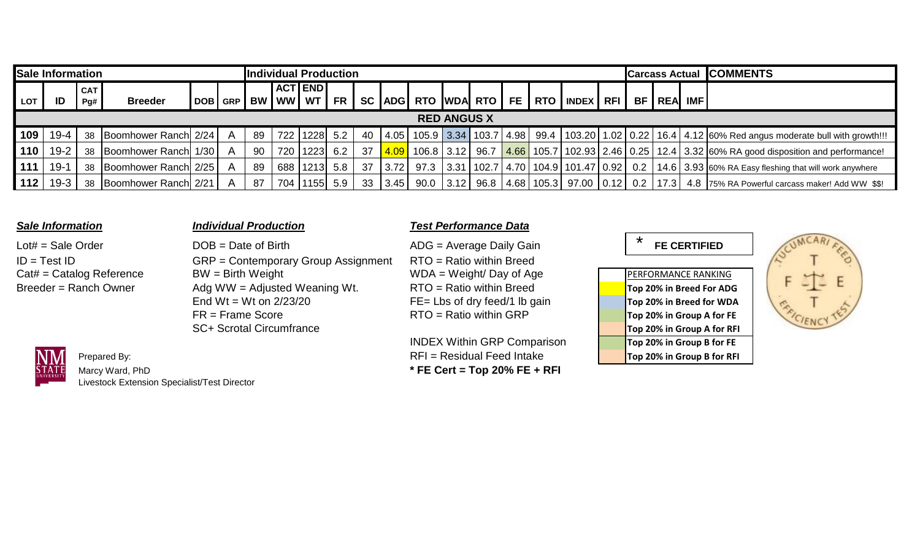| Sale Information | | | | | | Individual Production | | | | | | | | | | | | | | | Carcass Actual | | | COMMENTS |
|---|---|---|---|---|---|---|---|---|---|---|---|---|---|---|---|---|---|---|---|---|---|---|---|---|
| LOT | ID | CAT Pg# | Breeder | DOB | GRP | BW | ACT WW | END WT | FR | SC | ADG | RTO | WDA | RTO | FE | RTO | INDEX | RFI | BF | REA | IMF | |
| RED ANGUS X | | | | | | | | | | | | | | | | | | | | | | |
| 109 | 19-4 | 38 | Boomhower Ranch | 2/24 | A | 89 | 722 | 1228 | 5.2 | 40 | 4.05 | 105.9 | 3.34 | 103.7 | 4.98 | 99.4 | 103.20 | 1.02 | 0.22 | 16.4 | 4.12 | 60% Red angus moderate bull with growth!!! |
| 110 | 19-2 | 38 | Boomhower Ranch | 1/30 | A | 90 | 720 | 1223 | 6.2 | 37 | 4.09 | 106.8 | 3.12 | 96.7 | 4.66 | 105.7 | 102.93 | 2.46 | 0.25 | 12.4 | 3.32 | 60% RA good disposition and performance! |
| 111 | 19-1 | 38 | Boomhower Ranch | 2/25 | A | 89 | 688 | 1213 | 5.8 | 37 | 3.72 | 97.3 | 3.31 | 102.7 | 4.70 | 104.9 | 101.47 | 0.92 | 0.2 | 14.6 | 3.93 | 60% RA Easy fleshing that will work anywhere |
| 112 | 19-3 | 38 | Boomhower Ranch | 2/21 | A | 87 | 704 | 1155 | 5.9 | 33 | 3.45 | 90.0 | 3.12 | 96.8 | 4.68 | 105.3 | 97.00 | 0.12 | 0.2 | 17.3 | 4.8 | 75% RA Powerful carcass maker! Add WW $$! |

***Sale Information***

Lot# = Sale Order
ID = Test ID
Cat# = Catalog Reference
Breeder = Ranch Owner

***Individual Production***

DOB = Date of Birth
GRP = Contemporary Group Assignment
BW = Birth Weight
Adg WW = Adjusted Weaning Wt.
End Wt = Wt on 2/23/20
FR = Frame Score
SC+ Scrotal Circumfrance

***Test Performance Data***

ADG = Average Daily Gain
RTO = Ratio within Breed
WDA = Weight/ Day of Age
RTO = Ratio within Breed
FE= Lbs of dry feed/1 lb gain
RTO = Ratio within GRP

INDEX Within GRP Comparison
RFI = Residual Feed Intake
**\* FE Cert = Top 20% FE + RFI**

**\* FE CERTIFIED**

| PERFORMANCE RANKING |
|---|
| **Top 20% in Breed For ADG** |
| **Top 20% in Breed for WDA** |
| **Top 20% in Group A for FE** |
| **Top 20% in Group A for RFI** |
| **Top 20% in Group B for FE** |
| **Top 20% in Group B for RFI** |

TUCUMCARI FEED EFFICIENCY TEST

Prepared By:
Marcy Ward, PhD
Livestock Extension Specialist/Test Director